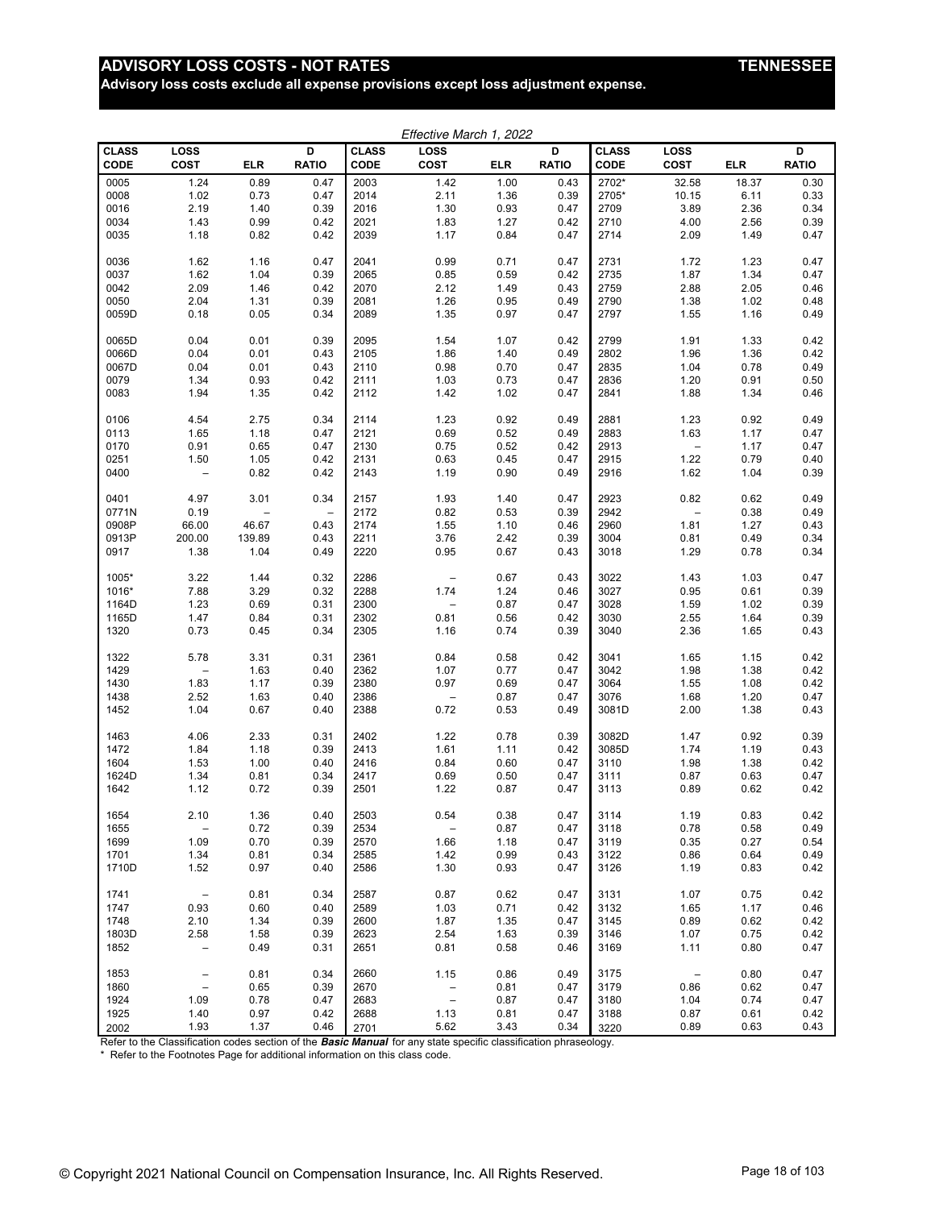# ADVISORY LOSS COSTS - NOT RATES

**TENNESSEE**

**Advisory loss costs exclude all expense provisions except loss adjustment expense.**

*Effective March 1, 2022*

| CLASS CODE | LOSS COST | ELR | D RATIO | CLASS CODE | LOSS COST | ELR | D RATIO | CLASS CODE | LOSS COST | ELR | D RATIO |
|---|---|---|---|---|---|---|---|---|---|---|---|
| 0005 | 1.24 | 0.89 | 0.47 | 2003 | 1.42 | 1.00 | 0.43 | 2702* | 32.58 | 18.37 | 0.30 |
| 0008 | 1.02 | 0.73 | 0.47 | 2014 | 2.11 | 1.36 | 0.39 | 2705* | 10.15 | 6.11 | 0.33 |
| 0016 | 2.19 | 1.40 | 0.39 | 2016 | 1.30 | 0.93 | 0.47 | 2709 | 3.89 | 2.36 | 0.34 |
| 0034 | 1.43 | 0.99 | 0.42 | 2021 | 1.83 | 1.27 | 0.42 | 2710 | 4.00 | 2.56 | 0.39 |
| 0035 | 1.18 | 0.82 | 0.42 | 2039 | 1.17 | 0.84 | 0.47 | 2714 | 2.09 | 1.49 | 0.47 |
| 0036 | 1.62 | 1.16 | 0.47 | 2041 | 0.99 | 0.71 | 0.47 | 2731 | 1.72 | 1.23 | 0.47 |
| 0037 | 1.62 | 1.04 | 0.39 | 2065 | 0.85 | 0.59 | 0.42 | 2735 | 1.87 | 1.34 | 0.47 |
| 0042 | 2.09 | 1.46 | 0.42 | 2070 | 2.12 | 1.49 | 0.43 | 2759 | 2.88 | 2.05 | 0.46 |
| 0050 | 2.04 | 1.31 | 0.39 | 2081 | 1.26 | 0.95 | 0.49 | 2790 | 1.38 | 1.02 | 0.48 |
| 0059D | 0.18 | 0.05 | 0.34 | 2089 | 1.35 | 0.97 | 0.47 | 2797 | 1.55 | 1.16 | 0.49 |
| 0065D | 0.04 | 0.01 | 0.39 | 2095 | 1.54 | 1.07 | 0.42 | 2799 | 1.91 | 1.33 | 0.42 |
| 0066D | 0.04 | 0.01 | 0.43 | 2105 | 1.86 | 1.40 | 0.49 | 2802 | 1.96 | 1.36 | 0.42 |
| 0067D | 0.04 | 0.01 | 0.43 | 2110 | 0.98 | 0.70 | 0.47 | 2835 | 1.04 | 0.78 | 0.49 |
| 0079 | 1.34 | 0.93 | 0.42 | 2111 | 1.03 | 0.73 | 0.47 | 2836 | 1.20 | 0.91 | 0.50 |
| 0083 | 1.94 | 1.35 | 0.42 | 2112 | 1.42 | 1.02 | 0.47 | 2841 | 1.88 | 1.34 | 0.46 |
| 0106 | 4.54 | 2.75 | 0.34 | 2114 | 1.23 | 0.92 | 0.49 | 2881 | 1.23 | 0.92 | 0.49 |
| 0113 | 1.65 | 1.18 | 0.47 | 2121 | 0.69 | 0.52 | 0.49 | 2883 | 1.63 | 1.17 | 0.47 |
| 0170 | 0.91 | 0.65 | 0.47 | 2130 | 0.75 | 0.52 | 0.42 | 2913 | – | 1.17 | 0.47 |
| 0251 | 1.50 | 1.05 | 0.42 | 2131 | 0.63 | 0.45 | 0.47 | 2915 | 1.22 | 0.79 | 0.40 |
| 0400 | – | 0.82 | 0.42 | 2143 | 1.19 | 0.90 | 0.49 | 2916 | 1.62 | 1.04 | 0.39 |
| 0401 | 4.97 | 3.01 | 0.34 | 2157 | 1.93 | 1.40 | 0.47 | 2923 | 0.82 | 0.62 | 0.49 |
| 0771N | 0.19 | – | – | 2172 | 0.82 | 0.53 | 0.39 | 2942 | – | 0.38 | 0.49 |
| 0908P | 66.00 | 46.67 | 0.43 | 2174 | 1.55 | 1.10 | 0.46 | 2960 | 1.81 | 1.27 | 0.43 |
| 0913P | 200.00 | 139.89 | 0.43 | 2211 | 3.76 | 2.42 | 0.39 | 3004 | 0.81 | 0.49 | 0.34 |
| 0917 | 1.38 | 1.04 | 0.49 | 2220 | 0.95 | 0.67 | 0.43 | 3018 | 1.29 | 0.78 | 0.34 |
| 1005* | 3.22 | 1.44 | 0.32 | 2286 | – | 0.67 | 0.43 | 3022 | 1.43 | 1.03 | 0.47 |
| 1016* | 7.88 | 3.29 | 0.32 | 2288 | 1.74 | 1.24 | 0.46 | 3027 | 0.95 | 0.61 | 0.39 |
| 1164D | 1.23 | 0.69 | 0.31 | 2300 | – | 0.87 | 0.47 | 3028 | 1.59 | 1.02 | 0.39 |
| 1165D | 1.47 | 0.84 | 0.31 | 2302 | 0.81 | 0.56 | 0.42 | 3030 | 2.55 | 1.64 | 0.39 |
| 1320 | 0.73 | 0.45 | 0.34 | 2305 | 1.16 | 0.74 | 0.39 | 3040 | 2.36 | 1.65 | 0.43 |
| 1322 | 5.78 | 3.31 | 0.31 | 2361 | 0.84 | 0.58 | 0.42 | 3041 | 1.65 | 1.15 | 0.42 |
| 1429 | – | 1.63 | 0.40 | 2362 | 1.07 | 0.77 | 0.47 | 3042 | 1.98 | 1.38 | 0.42 |
| 1430 | 1.83 | 1.17 | 0.39 | 2380 | 0.97 | 0.69 | 0.47 | 3064 | 1.55 | 1.08 | 0.42 |
| 1438 | 2.52 | 1.63 | 0.40 | 2386 | – | 0.87 | 0.47 | 3076 | 1.68 | 1.20 | 0.47 |
| 1452 | 1.04 | 0.67 | 0.40 | 2388 | 0.72 | 0.53 | 0.49 | 3081D | 2.00 | 1.38 | 0.43 |
| 1463 | 4.06 | 2.33 | 0.31 | 2402 | 1.22 | 0.78 | 0.39 | 3082D | 1.47 | 0.92 | 0.39 |
| 1472 | 1.84 | 1.18 | 0.39 | 2413 | 1.61 | 1.11 | 0.42 | 3085D | 1.74 | 1.19 | 0.43 |
| 1604 | 1.53 | 1.00 | 0.40 | 2416 | 0.84 | 0.60 | 0.47 | 3110 | 1.98 | 1.38 | 0.42 |
| 1624D | 1.34 | 0.81 | 0.34 | 2417 | 0.69 | 0.50 | 0.47 | 3111 | 0.87 | 0.63 | 0.47 |
| 1642 | 1.12 | 0.72 | 0.39 | 2501 | 1.22 | 0.87 | 0.47 | 3113 | 0.89 | 0.62 | 0.42 |
| 1654 | 2.10 | 1.36 | 0.40 | 2503 | 0.54 | 0.38 | 0.47 | 3114 | 1.19 | 0.83 | 0.42 |
| 1655 | – | 0.72 | 0.39 | 2534 | – | 0.87 | 0.47 | 3118 | 0.78 | 0.58 | 0.49 |
| 1699 | 1.09 | 0.70 | 0.39 | 2570 | 1.66 | 1.18 | 0.47 | 3119 | 0.35 | 0.27 | 0.54 |
| 1701 | 1.34 | 0.81 | 0.34 | 2585 | 1.42 | 0.99 | 0.43 | 3122 | 0.86 | 0.64 | 0.49 |
| 1710D | 1.52 | 0.97 | 0.40 | 2586 | 1.30 | 0.93 | 0.47 | 3126 | 1.19 | 0.83 | 0.42 |
| 1741 | – | 0.81 | 0.34 | 2587 | 0.87 | 0.62 | 0.47 | 3131 | 1.07 | 0.75 | 0.42 |
| 1747 | 0.93 | 0.60 | 0.40 | 2589 | 1.03 | 0.71 | 0.42 | 3132 | 1.65 | 1.17 | 0.46 |
| 1748 | 2.10 | 1.34 | 0.39 | 2600 | 1.87 | 1.35 | 0.47 | 3145 | 0.89 | 0.62 | 0.42 |
| 1803D | 2.58 | 1.58 | 0.39 | 2623 | 2.54 | 1.63 | 0.39 | 3146 | 1.07 | 0.75 | 0.42 |
| 1852 | – | 0.49 | 0.31 | 2651 | 0.81 | 0.58 | 0.46 | 3169 | 1.11 | 0.80 | 0.47 |
| 1853 | – | 0.81 | 0.34 | 2660 | 1.15 | 0.86 | 0.49 | 3175 | – | 0.80 | 0.47 |
| 1860 | – | 0.65 | 0.39 | 2670 | – | 0.81 | 0.47 | 3179 | 0.86 | 0.62 | 0.47 |
| 1924 | 1.09 | 0.78 | 0.47 | 2683 | – | 0.87 | 0.47 | 3180 | 1.04 | 0.74 | 0.47 |
| 1925 | 1.40 | 0.97 | 0.42 | 2688 | 1.13 | 0.81 | 0.47 | 3188 | 0.87 | 0.61 | 0.42 |
| 2002 | 1.93 | 1.37 | 0.46 | 2701 | 5.62 | 3.43 | 0.34 | 3220 | 0.89 | 0.63 | 0.43 |

Refer to the Classification codes section of the ***Basic Manual*** for any state specific classification phraseology.

\* Refer to the Footnotes Page for additional information on this class code.

© Copyright 2021 National Council on Compensation Insurance, Inc. All Rights Reserved.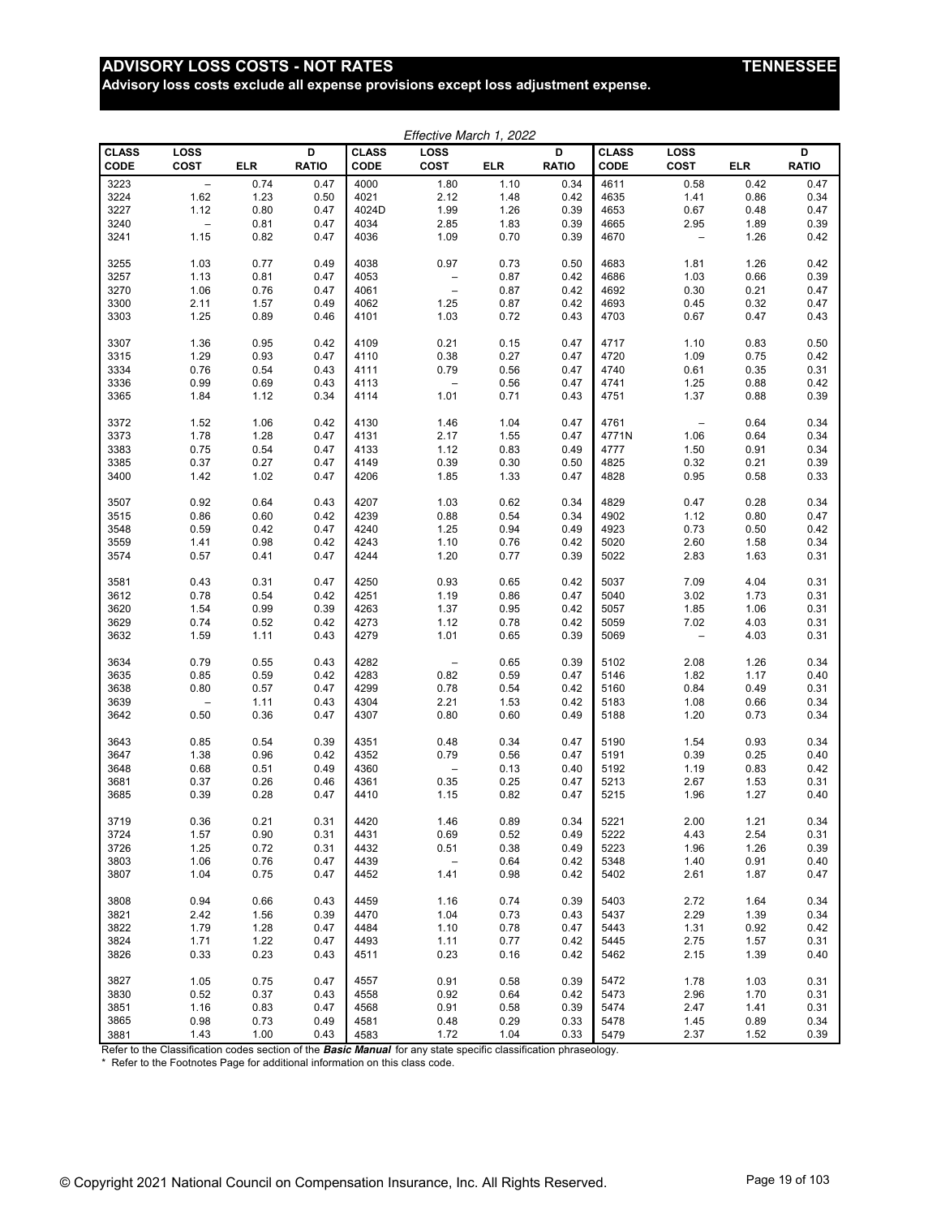# ADVISORY LOSS COSTS - NOT RATES

**TENNESSEE**

**Advisory loss costs exclude all expense provisions except loss adjustment expense.**

*Effective March 1, 2022*

| CLASS CODE | LOSS COST | ELR | D RATIO | CLASS CODE | LOSS COST | ELR | D RATIO | CLASS CODE | LOSS COST | ELR | D RATIO |
|---|---|---|---|---|---|---|---|---|---|---|---|
| 3223 | – | 0.74 | 0.47 | 4000 | 1.80 | 1.10 | 0.34 | 4611 | 0.58 | 0.42 | 0.47 |
| 3224 | 1.62 | 1.23 | 0.50 | 4021 | 2.12 | 1.48 | 0.42 | 4635 | 1.41 | 0.86 | 0.34 |
| 3227 | 1.12 | 0.80 | 0.47 | 4024D | 1.99 | 1.26 | 0.39 | 4653 | 0.67 | 0.48 | 0.47 |
| 3240 | – | 0.81 | 0.47 | 4034 | 2.85 | 1.83 | 0.39 | 4665 | 2.95 | 1.89 | 0.39 |
| 3241 | 1.15 | 0.82 | 0.47 | 4036 | 1.09 | 0.70 | 0.39 | 4670 | – | 1.26 | 0.42 |
| 3255 | 1.03 | 0.77 | 0.49 | 4038 | 0.97 | 0.73 | 0.50 | 4683 | 1.81 | 1.26 | 0.42 |
| 3257 | 1.13 | 0.81 | 0.47 | 4053 | – | 0.87 | 0.42 | 4686 | 1.03 | 0.66 | 0.39 |
| 3270 | 1.06 | 0.76 | 0.47 | 4061 | – | 0.87 | 0.42 | 4692 | 0.30 | 0.21 | 0.47 |
| 3300 | 2.11 | 1.57 | 0.49 | 4062 | 1.25 | 0.87 | 0.42 | 4693 | 0.45 | 0.32 | 0.47 |
| 3303 | 1.25 | 0.89 | 0.46 | 4101 | 1.03 | 0.72 | 0.43 | 4703 | 0.67 | 0.47 | 0.43 |
| 3307 | 1.36 | 0.95 | 0.42 | 4109 | 0.21 | 0.15 | 0.47 | 4717 | 1.10 | 0.83 | 0.50 |
| 3315 | 1.29 | 0.93 | 0.47 | 4110 | 0.38 | 0.27 | 0.47 | 4720 | 1.09 | 0.75 | 0.42 |
| 3334 | 0.76 | 0.54 | 0.43 | 4111 | 0.79 | 0.56 | 0.47 | 4740 | 0.61 | 0.35 | 0.31 |
| 3336 | 0.99 | 0.69 | 0.43 | 4113 | – | 0.56 | 0.47 | 4741 | 1.25 | 0.88 | 0.42 |
| 3365 | 1.84 | 1.12 | 0.34 | 4114 | 1.01 | 0.71 | 0.43 | 4751 | 1.37 | 0.88 | 0.39 |
| 3372 | 1.52 | 1.06 | 0.42 | 4130 | 1.46 | 1.04 | 0.47 | 4761 | – | 0.64 | 0.34 |
| 3373 | 1.78 | 1.28 | 0.47 | 4131 | 2.17 | 1.55 | 0.47 | 4771N | 1.06 | 0.64 | 0.34 |
| 3383 | 0.75 | 0.54 | 0.47 | 4133 | 1.12 | 0.83 | 0.49 | 4777 | 1.50 | 0.91 | 0.34 |
| 3385 | 0.37 | 0.27 | 0.47 | 4149 | 0.39 | 0.30 | 0.50 | 4825 | 0.32 | 0.21 | 0.39 |
| 3400 | 1.42 | 1.02 | 0.47 | 4206 | 1.85 | 1.33 | 0.47 | 4828 | 0.95 | 0.58 | 0.33 |
| 3507 | 0.92 | 0.64 | 0.43 | 4207 | 1.03 | 0.62 | 0.34 | 4829 | 0.47 | 0.28 | 0.34 |
| 3515 | 0.86 | 0.60 | 0.42 | 4239 | 0.88 | 0.54 | 0.34 | 4902 | 1.12 | 0.80 | 0.47 |
| 3548 | 0.59 | 0.42 | 0.47 | 4240 | 1.25 | 0.94 | 0.49 | 4923 | 0.73 | 0.50 | 0.42 |
| 3559 | 1.41 | 0.98 | 0.42 | 4243 | 1.10 | 0.76 | 0.42 | 5020 | 2.60 | 1.58 | 0.34 |
| 3574 | 0.57 | 0.41 | 0.47 | 4244 | 1.20 | 0.77 | 0.39 | 5022 | 2.83 | 1.63 | 0.31 |
| 3581 | 0.43 | 0.31 | 0.47 | 4250 | 0.93 | 0.65 | 0.42 | 5037 | 7.09 | 4.04 | 0.31 |
| 3612 | 0.78 | 0.54 | 0.42 | 4251 | 1.19 | 0.86 | 0.47 | 5040 | 3.02 | 1.73 | 0.31 |
| 3620 | 1.54 | 0.99 | 0.39 | 4263 | 1.37 | 0.95 | 0.42 | 5057 | 1.85 | 1.06 | 0.31 |
| 3629 | 0.74 | 0.52 | 0.42 | 4273 | 1.12 | 0.78 | 0.42 | 5059 | 7.02 | 4.03 | 0.31 |
| 3632 | 1.59 | 1.11 | 0.43 | 4279 | 1.01 | 0.65 | 0.39 | 5069 | – | 4.03 | 0.31 |
| 3634 | 0.79 | 0.55 | 0.43 | 4282 | – | 0.65 | 0.39 | 5102 | 2.08 | 1.26 | 0.34 |
| 3635 | 0.85 | 0.59 | 0.42 | 4283 | 0.82 | 0.59 | 0.47 | 5146 | 1.82 | 1.17 | 0.40 |
| 3638 | 0.80 | 0.57 | 0.47 | 4299 | 0.78 | 0.54 | 0.42 | 5160 | 0.84 | 0.49 | 0.31 |
| 3639 | – | 1.11 | 0.43 | 4304 | 2.21 | 1.53 | 0.42 | 5183 | 1.08 | 0.66 | 0.34 |
| 3642 | 0.50 | 0.36 | 0.47 | 4307 | 0.80 | 0.60 | 0.49 | 5188 | 1.20 | 0.73 | 0.34 |
| 3643 | 0.85 | 0.54 | 0.39 | 4351 | 0.48 | 0.34 | 0.47 | 5190 | 1.54 | 0.93 | 0.34 |
| 3647 | 1.38 | 0.96 | 0.42 | 4352 | 0.79 | 0.56 | 0.47 | 5191 | 0.39 | 0.25 | 0.40 |
| 3648 | 0.68 | 0.51 | 0.49 | 4360 | – | 0.13 | 0.40 | 5192 | 1.19 | 0.83 | 0.42 |
| 3681 | 0.37 | 0.26 | 0.46 | 4361 | 0.35 | 0.25 | 0.47 | 5213 | 2.67 | 1.53 | 0.31 |
| 3685 | 0.39 | 0.28 | 0.47 | 4410 | 1.15 | 0.82 | 0.47 | 5215 | 1.96 | 1.27 | 0.40 |
| 3719 | 0.36 | 0.21 | 0.31 | 4420 | 1.46 | 0.89 | 0.34 | 5221 | 2.00 | 1.21 | 0.34 |
| 3724 | 1.57 | 0.90 | 0.31 | 4431 | 0.69 | 0.52 | 0.49 | 5222 | 4.43 | 2.54 | 0.31 |
| 3726 | 1.25 | 0.72 | 0.31 | 4432 | 0.51 | 0.38 | 0.49 | 5223 | 1.96 | 1.26 | 0.39 |
| 3803 | 1.06 | 0.76 | 0.47 | 4439 | – | 0.64 | 0.42 | 5348 | 1.40 | 0.91 | 0.40 |
| 3807 | 1.04 | 0.75 | 0.47 | 4452 | 1.41 | 0.98 | 0.42 | 5402 | 2.61 | 1.87 | 0.47 |
| 3808 | 0.94 | 0.66 | 0.43 | 4459 | 1.16 | 0.74 | 0.39 | 5403 | 2.72 | 1.64 | 0.34 |
| 3821 | 2.42 | 1.56 | 0.39 | 4470 | 1.04 | 0.73 | 0.43 | 5437 | 2.29 | 1.39 | 0.34 |
| 3822 | 1.79 | 1.28 | 0.47 | 4484 | 1.10 | 0.78 | 0.47 | 5443 | 1.31 | 0.92 | 0.42 |
| 3824 | 1.71 | 1.22 | 0.47 | 4493 | 1.11 | 0.77 | 0.42 | 5445 | 2.75 | 1.57 | 0.31 |
| 3826 | 0.33 | 0.23 | 0.43 | 4511 | 0.23 | 0.16 | 0.42 | 5462 | 2.15 | 1.39 | 0.40 |
| 3827 | 1.05 | 0.75 | 0.47 | 4557 | 0.91 | 0.58 | 0.39 | 5472 | 1.78 | 1.03 | 0.31 |
| 3830 | 0.52 | 0.37 | 0.43 | 4558 | 0.92 | 0.64 | 0.42 | 5473 | 2.96 | 1.70 | 0.31 |
| 3851 | 1.16 | 0.83 | 0.47 | 4568 | 0.91 | 0.58 | 0.39 | 5474 | 2.47 | 1.41 | 0.31 |
| 3865 | 0.98 | 0.73 | 0.49 | 4581 | 0.48 | 0.29 | 0.33 | 5478 | 1.45 | 0.89 | 0.34 |
| 3881 | 1.43 | 1.00 | 0.43 | 4583 | 1.72 | 1.04 | 0.33 | 5479 | 2.37 | 1.52 | 0.39 |

Refer to the Classification codes section of the ***Basic Manual*** for any state specific classification phraseology.

\* Refer to the Footnotes Page for additional information on this class code.

© Copyright 2021 National Council on Compensation Insurance, Inc. All Rights Reserved.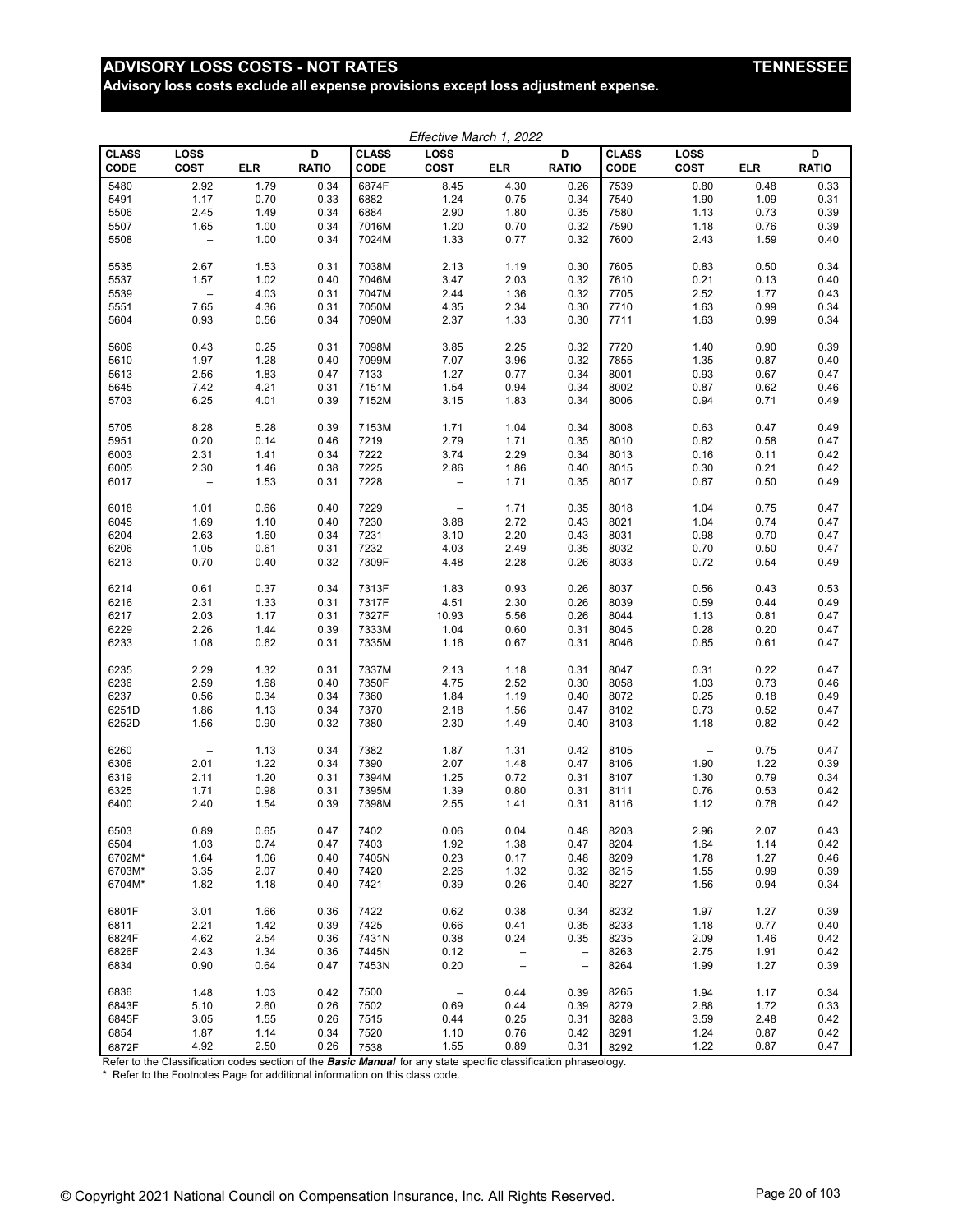# ADVISORY LOSS COSTS - NOT RATES

**TENNESSEE**

**Advisory loss costs exclude all expense provisions except loss adjustment expense.**

*Effective March 1, 2022*

| CLASS CODE | LOSS COST | ELR | D RATIO | CLASS CODE | LOSS COST | ELR | D RATIO | CLASS CODE | LOSS COST | ELR | D RATIO |
|---|---|---|---|---|---|---|---|---|---|---|---|
| 5480 | 2.92 | 1.79 | 0.34 | 6874F | 8.45 | 4.30 | 0.26 | 7539 | 0.80 | 0.48 | 0.33 |
| 5491 | 1.17 | 0.70 | 0.33 | 6882 | 1.24 | 0.75 | 0.34 | 7540 | 1.90 | 1.09 | 0.31 |
| 5506 | 2.45 | 1.49 | 0.34 | 6884 | 2.90 | 1.80 | 0.35 | 7580 | 1.13 | 0.73 | 0.39 |
| 5507 | 1.65 | 1.00 | 0.34 | 7016M | 1.20 | 0.70 | 0.32 | 7590 | 1.18 | 0.76 | 0.39 |
| 5508 | – | 1.00 | 0.34 | 7024M | 1.33 | 0.77 | 0.32 | 7600 | 2.43 | 1.59 | 0.40 |
| 5535 | 2.67 | 1.53 | 0.31 | 7038M | 2.13 | 1.19 | 0.30 | 7605 | 0.83 | 0.50 | 0.34 |
| 5537 | 1.57 | 1.02 | 0.40 | 7046M | 3.47 | 2.03 | 0.32 | 7610 | 0.21 | 0.13 | 0.40 |
| 5539 | – | 4.03 | 0.31 | 7047M | 2.44 | 1.36 | 0.32 | 7705 | 2.52 | 1.77 | 0.43 |
| 5551 | 7.65 | 4.36 | 0.31 | 7050M | 4.35 | 2.34 | 0.30 | 7710 | 1.63 | 0.99 | 0.34 |
| 5604 | 0.93 | 0.56 | 0.34 | 7090M | 2.37 | 1.33 | 0.30 | 7711 | 1.63 | 0.99 | 0.34 |
| 5606 | 0.43 | 0.25 | 0.31 | 7098M | 3.85 | 2.25 | 0.32 | 7720 | 1.40 | 0.90 | 0.39 |
| 5610 | 1.97 | 1.28 | 0.40 | 7099M | 7.07 | 3.96 | 0.32 | 7855 | 1.35 | 0.87 | 0.40 |
| 5613 | 2.56 | 1.83 | 0.47 | 7133 | 1.27 | 0.77 | 0.34 | 8001 | 0.93 | 0.67 | 0.47 |
| 5645 | 7.42 | 4.21 | 0.31 | 7151M | 1.54 | 0.94 | 0.34 | 8002 | 0.87 | 0.62 | 0.46 |
| 5703 | 6.25 | 4.01 | 0.39 | 7152M | 3.15 | 1.83 | 0.34 | 8006 | 0.94 | 0.71 | 0.49 |
| 5705 | 8.28 | 5.28 | 0.39 | 7153M | 1.71 | 1.04 | 0.34 | 8008 | 0.63 | 0.47 | 0.49 |
| 5951 | 0.20 | 0.14 | 0.46 | 7219 | 2.79 | 1.71 | 0.35 | 8010 | 0.82 | 0.58 | 0.47 |
| 6003 | 2.31 | 1.41 | 0.34 | 7222 | 3.74 | 2.29 | 0.34 | 8013 | 0.16 | 0.11 | 0.42 |
| 6005 | 2.30 | 1.46 | 0.38 | 7225 | 2.86 | 1.86 | 0.40 | 8015 | 0.30 | 0.21 | 0.42 |
| 6017 | – | 1.53 | 0.31 | 7228 | – | 1.71 | 0.35 | 8017 | 0.67 | 0.50 | 0.49 |
| 6018 | 1.01 | 0.66 | 0.40 | 7229 | – | 1.71 | 0.35 | 8018 | 1.04 | 0.75 | 0.47 |
| 6045 | 1.69 | 1.10 | 0.40 | 7230 | 3.88 | 2.72 | 0.43 | 8021 | 1.04 | 0.74 | 0.47 |
| 6204 | 2.63 | 1.60 | 0.34 | 7231 | 3.10 | 2.20 | 0.43 | 8031 | 0.98 | 0.70 | 0.47 |
| 6206 | 1.05 | 0.61 | 0.31 | 7232 | 4.03 | 2.49 | 0.35 | 8032 | 0.70 | 0.50 | 0.47 |
| 6213 | 0.70 | 0.40 | 0.32 | 7309F | 4.48 | 2.28 | 0.26 | 8033 | 0.72 | 0.54 | 0.49 |
| 6214 | 0.61 | 0.37 | 0.34 | 7313F | 1.83 | 0.93 | 0.26 | 8037 | 0.56 | 0.43 | 0.53 |
| 6216 | 2.31 | 1.33 | 0.31 | 7317F | 4.51 | 2.30 | 0.26 | 8039 | 0.59 | 0.44 | 0.49 |
| 6217 | 2.03 | 1.17 | 0.31 | 7327F | 10.93 | 5.56 | 0.26 | 8044 | 1.13 | 0.81 | 0.47 |
| 6229 | 2.26 | 1.44 | 0.39 | 7333M | 1.04 | 0.60 | 0.31 | 8045 | 0.28 | 0.20 | 0.47 |
| 6233 | 1.08 | 0.62 | 0.31 | 7335M | 1.16 | 0.67 | 0.31 | 8046 | 0.85 | 0.61 | 0.47 |
| 6235 | 2.29 | 1.32 | 0.31 | 7337M | 2.13 | 1.18 | 0.31 | 8047 | 0.31 | 0.22 | 0.47 |
| 6236 | 2.59 | 1.68 | 0.40 | 7350F | 4.75 | 2.52 | 0.30 | 8058 | 1.03 | 0.73 | 0.46 |
| 6237 | 0.56 | 0.34 | 0.34 | 7360 | 1.84 | 1.19 | 0.40 | 8072 | 0.25 | 0.18 | 0.49 |
| 6251D | 1.86 | 1.13 | 0.34 | 7370 | 2.18 | 1.56 | 0.47 | 8102 | 0.73 | 0.52 | 0.47 |
| 6252D | 1.56 | 0.90 | 0.32 | 7380 | 2.30 | 1.49 | 0.40 | 8103 | 1.18 | 0.82 | 0.42 |
| 6260 | – | 1.13 | 0.34 | 7382 | 1.87 | 1.31 | 0.42 | 8105 | – | 0.75 | 0.47 |
| 6306 | 2.01 | 1.22 | 0.34 | 7390 | 2.07 | 1.48 | 0.47 | 8106 | 1.90 | 1.22 | 0.39 |
| 6319 | 2.11 | 1.20 | 0.31 | 7394M | 1.25 | 0.72 | 0.31 | 8107 | 1.30 | 0.79 | 0.34 |
| 6325 | 1.71 | 0.98 | 0.31 | 7395M | 1.39 | 0.80 | 0.31 | 8111 | 0.76 | 0.53 | 0.42 |
| 6400 | 2.40 | 1.54 | 0.39 | 7398M | 2.55 | 1.41 | 0.31 | 8116 | 1.12 | 0.78 | 0.42 |
| 6503 | 0.89 | 0.65 | 0.47 | 7402 | 0.06 | 0.04 | 0.48 | 8203 | 2.96 | 2.07 | 0.43 |
| 6504 | 1.03 | 0.74 | 0.47 | 7403 | 1.92 | 1.38 | 0.47 | 8204 | 1.64 | 1.14 | 0.42 |
| 6702M* | 1.64 | 1.06 | 0.40 | 7405N | 0.23 | 0.17 | 0.48 | 8209 | 1.78 | 1.27 | 0.46 |
| 6703M* | 3.35 | 2.07 | 0.40 | 7420 | 2.26 | 1.32 | 0.32 | 8215 | 1.55 | 0.99 | 0.39 |
| 6704M* | 1.82 | 1.18 | 0.40 | 7421 | 0.39 | 0.26 | 0.40 | 8227 | 1.56 | 0.94 | 0.34 |
| 6801F | 3.01 | 1.66 | 0.36 | 7422 | 0.62 | 0.38 | 0.34 | 8232 | 1.97 | 1.27 | 0.39 |
| 6811 | 2.21 | 1.42 | 0.39 | 7425 | 0.66 | 0.41 | 0.35 | 8233 | 1.18 | 0.77 | 0.40 |
| 6824F | 4.62 | 2.54 | 0.36 | 7431N | 0.38 | 0.24 | 0.35 | 8235 | 2.09 | 1.46 | 0.42 |
| 6826F | 2.43 | 1.34 | 0.36 | 7445N | 0.12 | – | – | 8263 | 2.75 | 1.91 | 0.42 |
| 6834 | 0.90 | 0.64 | 0.47 | 7453N | 0.20 | – | – | 8264 | 1.99 | 1.27 | 0.39 |
| 6836 | 1.48 | 1.03 | 0.42 | 7500 | – | 0.44 | 0.39 | 8265 | 1.94 | 1.17 | 0.34 |
| 6843F | 5.10 | 2.60 | 0.26 | 7502 | 0.69 | 0.44 | 0.39 | 8279 | 2.88 | 1.72 | 0.33 |
| 6845F | 3.05 | 1.55 | 0.26 | 7515 | 0.44 | 0.25 | 0.31 | 8288 | 3.59 | 2.48 | 0.42 |
| 6854 | 1.87 | 1.14 | 0.34 | 7520 | 1.10 | 0.76 | 0.42 | 8291 | 1.24 | 0.87 | 0.42 |
| 6872F | 4.92 | 2.50 | 0.26 | 7538 | 1.55 | 0.89 | 0.31 | 8292 | 1.22 | 0.87 | 0.47 |

Refer to the Classification codes section of the ***Basic Manual*** for any state specific classification phraseology.

\* Refer to the Footnotes Page for additional information on this class code.

© Copyright 2021 National Council on Compensation Insurance, Inc. All Rights Reserved.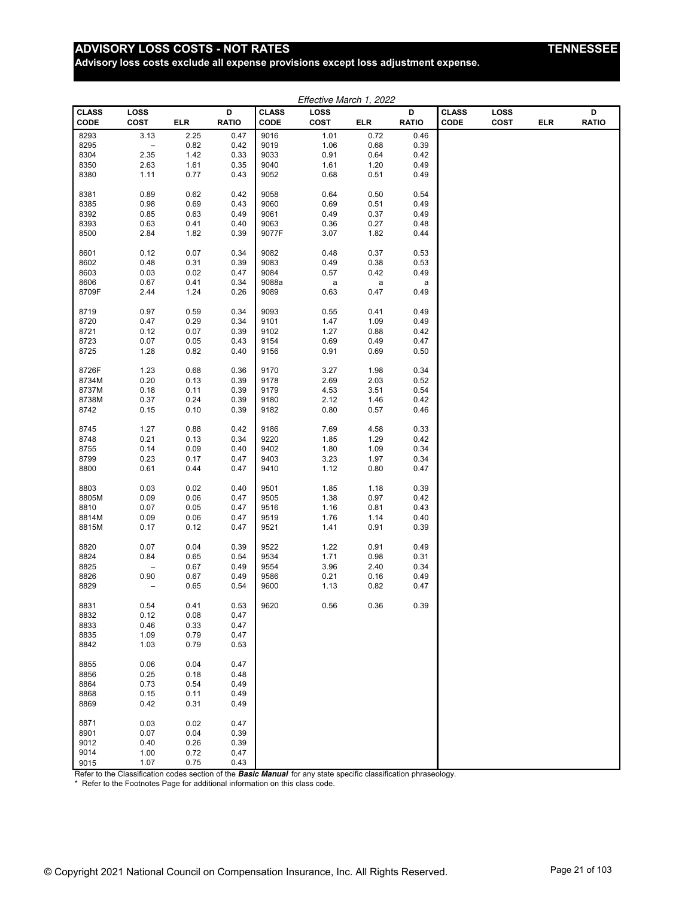# ADVISORY LOSS COSTS - NOT RATES

**TENNESSEE**

**Advisory loss costs exclude all expense provisions except loss adjustment expense.**

*Effective March 1, 2022*

| CLASS CODE | LOSS COST | ELR | D RATIO | CLASS CODE | LOSS COST | ELR | D RATIO | CLASS CODE | LOSS COST | ELR | D RATIO |
|---|---|---|---|---|---|---|---|---|---|---|---|
| 8293 | 3.13 | 2.25 | 0.47 | 9016 | 1.01 | 0.72 | 0.46 | | | | |
| 8295 | – | 0.82 | 0.42 | 9019 | 1.06 | 0.68 | 0.39 | | | | |
| 8304 | 2.35 | 1.42 | 0.33 | 9033 | 0.91 | 0.64 | 0.42 | | | | |
| 8350 | 2.63 | 1.61 | 0.35 | 9040 | 1.61 | 1.20 | 0.49 | | | | |
| 8380 | 1.11 | 0.77 | 0.43 | 9052 | 0.68 | 0.51 | 0.49 | | | | |
| 8381 | 0.89 | 0.62 | 0.42 | 9058 | 0.64 | 0.50 | 0.54 | | | | |
| 8385 | 0.98 | 0.69 | 0.43 | 9060 | 0.69 | 0.51 | 0.49 | | | | |
| 8392 | 0.85 | 0.63 | 0.49 | 9061 | 0.49 | 0.37 | 0.49 | | | | |
| 8393 | 0.63 | 0.41 | 0.40 | 9063 | 0.36 | 0.27 | 0.48 | | | | |
| 8500 | 2.84 | 1.82 | 0.39 | 9077F | 3.07 | 1.82 | 0.44 | | | | |
| 8601 | 0.12 | 0.07 | 0.34 | 9082 | 0.48 | 0.37 | 0.53 | | | | |
| 8602 | 0.48 | 0.31 | 0.39 | 9083 | 0.49 | 0.38 | 0.53 | | | | |
| 8603 | 0.03 | 0.02 | 0.47 | 9084 | 0.57 | 0.42 | 0.49 | | | | |
| 8606 | 0.67 | 0.41 | 0.34 | 9088a | a | a | a | | | | |
| 8709F | 2.44 | 1.24 | 0.26 | 9089 | 0.63 | 0.47 | 0.49 | | | | |
| 8719 | 0.97 | 0.59 | 0.34 | 9093 | 0.55 | 0.41 | 0.49 | | | | |
| 8720 | 0.47 | 0.29 | 0.34 | 9101 | 1.47 | 1.09 | 0.49 | | | | |
| 8721 | 0.12 | 0.07 | 0.39 | 9102 | 1.27 | 0.88 | 0.42 | | | | |
| 8723 | 0.07 | 0.05 | 0.43 | 9154 | 0.69 | 0.49 | 0.47 | | | | |
| 8725 | 1.28 | 0.82 | 0.40 | 9156 | 0.91 | 0.69 | 0.50 | | | | |
| 8726F | 1.23 | 0.68 | 0.36 | 9170 | 3.27 | 1.98 | 0.34 | | | | |
| 8734M | 0.20 | 0.13 | 0.39 | 9178 | 2.69 | 2.03 | 0.52 | | | | |
| 8737M | 0.18 | 0.11 | 0.39 | 9179 | 4.53 | 3.51 | 0.54 | | | | |
| 8738M | 0.37 | 0.24 | 0.39 | 9180 | 2.12 | 1.46 | 0.42 | | | | |
| 8742 | 0.15 | 0.10 | 0.39 | 9182 | 0.80 | 0.57 | 0.46 | | | | |
| 8745 | 1.27 | 0.88 | 0.42 | 9186 | 7.69 | 4.58 | 0.33 | | | | |
| 8748 | 0.21 | 0.13 | 0.34 | 9220 | 1.85 | 1.29 | 0.42 | | | | |
| 8755 | 0.14 | 0.09 | 0.40 | 9402 | 1.80 | 1.09 | 0.34 | | | | |
| 8799 | 0.23 | 0.17 | 0.47 | 9403 | 3.23 | 1.97 | 0.34 | | | | |
| 8800 | 0.61 | 0.44 | 0.47 | 9410 | 1.12 | 0.80 | 0.47 | | | | |
| 8803 | 0.03 | 0.02 | 0.40 | 9501 | 1.85 | 1.18 | 0.39 | | | | |
| 8805M | 0.09 | 0.06 | 0.47 | 9505 | 1.38 | 0.97 | 0.42 | | | | |
| 8810 | 0.07 | 0.05 | 0.47 | 9516 | 1.16 | 0.81 | 0.43 | | | | |
| 8814M | 0.09 | 0.06 | 0.47 | 9519 | 1.76 | 1.14 | 0.40 | | | | |
| 8815M | 0.17 | 0.12 | 0.47 | 9521 | 1.41 | 0.91 | 0.39 | | | | |
| 8820 | 0.07 | 0.04 | 0.39 | 9522 | 1.22 | 0.91 | 0.49 | | | | |
| 8824 | 0.84 | 0.65 | 0.54 | 9534 | 1.71 | 0.98 | 0.31 | | | | |
| 8825 | – | 0.67 | 0.49 | 9554 | 3.96 | 2.40 | 0.34 | | | | |
| 8826 | 0.90 | 0.67 | 0.49 | 9586 | 0.21 | 0.16 | 0.49 | | | | |
| 8829 | – | 0.65 | 0.54 | 9600 | 1.13 | 0.82 | 0.47 | | | | |
| 8831 | 0.54 | 0.41 | 0.53 | 9620 | 0.56 | 0.36 | 0.39 | | | | |
| 8832 | 0.12 | 0.08 | 0.47 | | | | | | | | |
| 8833 | 0.46 | 0.33 | 0.47 | | | | | | | | |
| 8835 | 1.09 | 0.79 | 0.47 | | | | | | | | |
| 8842 | 1.03 | 0.79 | 0.53 | | | | | | | | |
| 8855 | 0.06 | 0.04 | 0.47 | | | | | | | | |
| 8856 | 0.25 | 0.18 | 0.48 | | | | | | | | |
| 8864 | 0.73 | 0.54 | 0.49 | | | | | | | | |
| 8868 | 0.15 | 0.11 | 0.49 | | | | | | | | |
| 8869 | 0.42 | 0.31 | 0.49 | | | | | | | | |
| 8871 | 0.03 | 0.02 | 0.47 | | | | | | | | |
| 8901 | 0.07 | 0.04 | 0.39 | | | | | | | | |
| 9012 | 0.40 | 0.26 | 0.39 | | | | | | | | |
| 9014 | 1.00 | 0.72 | 0.47 | | | | | | | | |
| 9015 | 1.07 | 0.75 | 0.43 | | | | | | | | |

Refer to the Classification codes section of the ***Basic Manual*** for any state specific classification phraseology.

\* Refer to the Footnotes Page for additional information on this class code.

© Copyright 2021 National Council on Compensation Insurance, Inc. All Rights Reserved.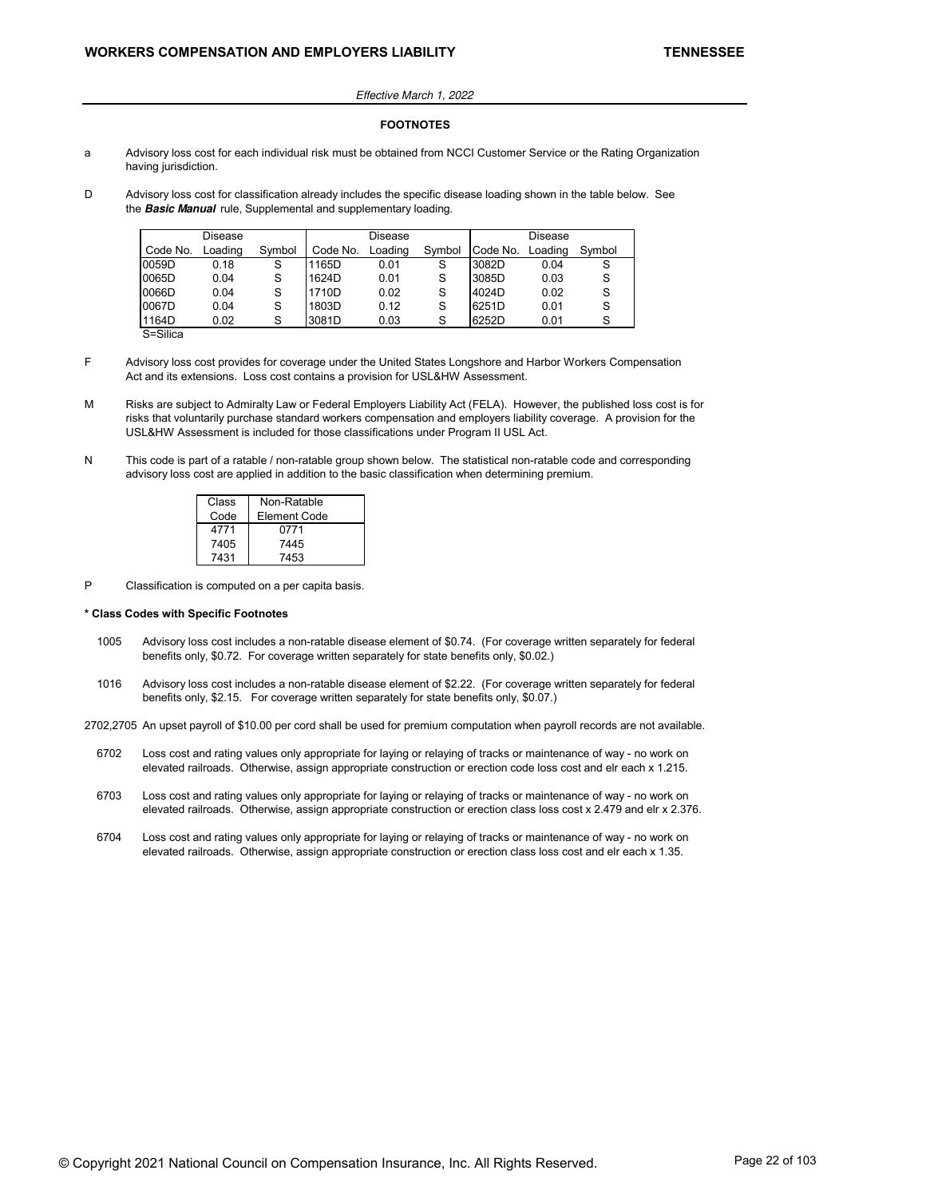*Effective March 1, 2022*

## FOOTNOTES

a Advisory loss cost for each individual risk must be obtained from NCCI Customer Service or the Rating Organization having jurisdiction.

D Advisory loss cost for classification already includes the specific disease loading shown in the table below. See the ***Basic Manual*** rule, Supplemental and supplementary loading.

| Code No. | Disease Loading | Symbol | Code No. | Disease Loading | Symbol | Code No. | Disease Loading | Symbol |
|---|---|---|---|---|---|---|---|---|
| 0059D | 0.18 | S | 1165D | 0.01 | S | 3082D | 0.04 | S |
| 0065D | 0.04 | S | 1624D | 0.01 | S | 3085D | 0.03 | S |
| 0066D | 0.04 | S | 1710D | 0.02 | S | 4024D | 0.02 | S |
| 0067D | 0.04 | S | 1803D | 0.12 | S | 6251D | 0.01 | S |
| 1164D | 0.02 | S | 3081D | 0.03 | S | 6252D | 0.01 | S |

S=Silica

F Advisory loss cost provides for coverage under the United States Longshore and Harbor Workers Compensation Act and its extensions. Loss cost contains a provision for USL&HW Assessment.

M Risks are subject to Admiralty Law or Federal Employers Liability Act (FELA). However, the published loss cost is for risks that voluntarily purchase standard workers compensation and employers liability coverage. A provision for the USL&HW Assessment is included for those classifications under Program II USL Act.

N This code is part of a ratable / non-ratable group shown below. The statistical non-ratable code and corresponding advisory loss cost are applied in addition to the basic classification when determining premium.

| Class Code | Non-Ratable Element Code |
|---|---|
| 4771 | 0771 |
| 7405 | 7445 |
| 7431 | 7453 |

P Classification is computed on a per capita basis.

**\* Class Codes with Specific Footnotes**

1005 Advisory loss cost includes a non-ratable disease element of $0.74. (For coverage written separately for federal benefits only, $0.72. For coverage written separately for state benefits only, $0.02.)

1016 Advisory loss cost includes a non-ratable disease element of $2.22. (For coverage written separately for federal benefits only, $2.15. For coverage written separately for state benefits only, $0.07.)

2702,2705 An upset payroll of $10.00 per cord shall be used for premium computation when payroll records are not available.

6702 Loss cost and rating values only appropriate for laying or relaying of tracks or maintenance of way - no work on elevated railroads. Otherwise, assign appropriate construction or erection code loss cost and elr each x 1.215.

6703 Loss cost and rating values only appropriate for laying or relaying of tracks or maintenance of way - no work on elevated railroads. Otherwise, assign appropriate construction or erection class loss cost x 2.479 and elr x 2.376.

6704 Loss cost and rating values only appropriate for laying or relaying of tracks or maintenance of way - no work on elevated railroads. Otherwise, assign appropriate construction or erection class loss cost and elr each x 1.35.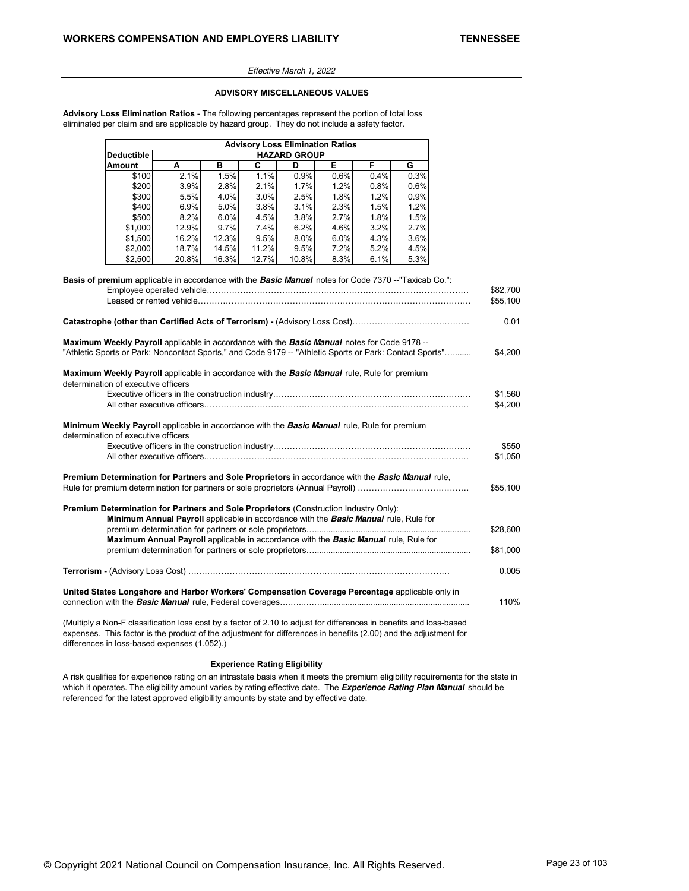*Effective March 1, 2022*

### ADVISORY MISCELLANEOUS VALUES

**Advisory Loss Elimination Ratios** - The following percentages represent the portion of total loss eliminated per claim and are applicable by hazard group. They do not include a safety factor.

| Advisory Loss Elimination Ratios | | | | | | | |
|---|---|---|---|---|---|---|---|
| Deductible | HAZARD GROUP | | | | | | |
| Amount | A | B | C | D | E | F | G |
| $100 | 2.1% | 1.5% | 1.1% | 0.9% | 0.6% | 0.4% | 0.3% |
| $200 | 3.9% | 2.8% | 2.1% | 1.7% | 1.2% | 0.8% | 0.6% |
| $300 | 5.5% | 4.0% | 3.0% | 2.5% | 1.8% | 1.2% | 0.9% |
| $400 | 6.9% | 5.0% | 3.8% | 3.1% | 2.3% | 1.5% | 1.2% |
| $500 | 8.2% | 6.0% | 4.5% | 3.8% | 2.7% | 1.8% | 1.5% |
| $1,000 | 12.9% | 9.7% | 7.4% | 6.2% | 4.6% | 3.2% | 2.7% |
| $1,500 | 16.2% | 12.3% | 9.5% | 8.0% | 6.0% | 4.3% | 3.6% |
| $2,000 | 18.7% | 14.5% | 11.2% | 9.5% | 7.2% | 5.2% | 4.5% |
| $2,500 | 20.8% | 16.3% | 12.7% | 10.8% | 8.3% | 6.1% | 5.3% |

**Basis of premium** applicable in accordance with the ***Basic Manual*** notes for Code 7370 --"Taxicab Co.":

Employee operated vehicle.................................................................................... $82,700

Leased or rented vehicle...................................................................................... $55,100

**Catastrophe (other than Certified Acts of Terrorism) -** (Advisory Loss Cost)........................................... 0.01

**Maximum Weekly Payroll** applicable in accordance with the ***Basic Manual*** notes for Code 9178 -- "Athletic Sports or Park: Noncontact Sports," and Code 9179 -- "Athletic Sports or Park: Contact Sports".......... $4,200

**Maximum Weekly Payroll** applicable in accordance with the ***Basic Manual*** rule, Rule for premium determination of executive officers

Executive officers in the construction industry.................................................................. $1,560

All other executive officers.................................................................................... $4,200

**Minimum Weekly Payroll** applicable in accordance with the ***Basic Manual*** rule, Rule for premium determination of executive officers

Executive officers in the construction industry.................................................................. $550

All other executive officers.................................................................................... $1,050

**Premium Determination for Partners and Sole Proprietors** in accordance with the ***Basic Manual*** rule, Rule for premium determination for partners or sole proprietors (Annual Payroll) ........................................ $55,100

**Premium Determination for Partners and Sole Proprietors** (Construction Industry Only):

**Minimum Annual Payroll** applicable in accordance with the ***Basic Manual*** rule, Rule for premium determination for partners or sole proprietors......................................................................... $28,600

**Maximum Annual Payroll** applicable in accordance with the ***Basic Manual*** rule, Rule for premium determination for partners or sole proprietors......................................................................... $81,000

**Terrorism -** (Advisory Loss Cost) ........................................................................................ 0.005

**United States Longshore and Harbor Workers' Compensation Coverage Percentage** applicable only in connection with the ***Basic Manual*** rule, Federal coverages............................................................................. 110%

(Multiply a Non-F classification loss cost by a factor of 2.10 to adjust for differences in benefits and loss-based expenses. This factor is the product of the adjustment for differences in benefits (2.00) and the adjustment for differences in loss-based expenses (1.052).)

### Experience Rating Eligibility

A risk qualifies for experience rating on an intrastate basis when it meets the premium eligibility requirements for the state in which it operates. The eligibility amount varies by rating effective date. The ***Experience Rating Plan Manual*** should be referenced for the latest approved eligibility amounts by state and by effective date.